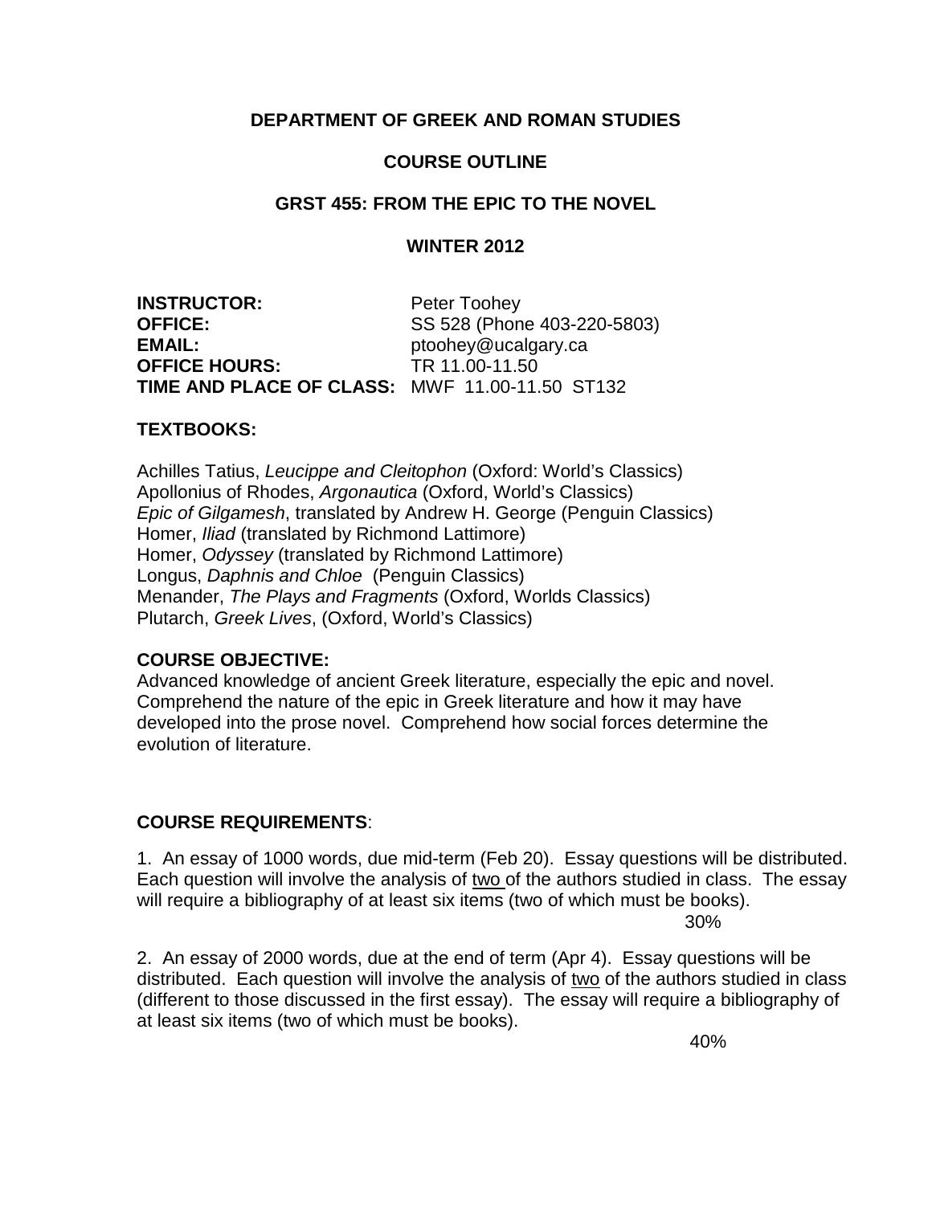# DEPARTMENT OF GREEK AND ROMAN STUDIES

## COURSE OUTLINE

## GRST 455: FROM THE EPIC TO THE NOVEL

## WINTER 2012

**INSTRUCTOR:** Peter Toohey
**OFFICE:** SS 528 (Phone 403-220-5803)
**EMAIL:** ptoohey@ucalgary.ca
**OFFICE HOURS:** TR 11.00-11.50
**TIME AND PLACE OF CLASS:** MWF 11.00-11.50 ST132

### TEXTBOOKS:

Achilles Tatius, *Leucippe and Cleitophon* (Oxford: World's Classics)
Apollonius of Rhodes, *Argonautica* (Oxford, World's Classics)
*Epic of Gilgamesh*, translated by Andrew H. George (Penguin Classics)
Homer, *Iliad* (translated by Richmond Lattimore)
Homer, *Odyssey* (translated by Richmond Lattimore)
Longus, *Daphnis and Chloe* (Penguin Classics)
Menander, *The Plays and Fragments* (Oxford, Worlds Classics)
Plutarch, *Greek Lives*, (Oxford, World's Classics)

### COURSE OBJECTIVE:

Advanced knowledge of ancient Greek literature, especially the epic and novel. Comprehend the nature of the epic in Greek literature and how it may have developed into the prose novel. Comprehend how social forces determine the evolution of literature.

### COURSE REQUIREMENTS:

1. An essay of 1000 words, due mid-term (Feb 20). Essay questions will be distributed. Each question will involve the analysis of <u>two</u> of the authors studied in class. The essay will require a bibliography of at least six items (two of which must be books).
30%

2. An essay of 2000 words, due at the end of term (Apr 4). Essay questions will be distributed. Each question will involve the analysis of <u>two</u> of the authors studied in class (different to those discussed in the first essay). The essay will require a bibliography of at least six items (two of which must be books).
40%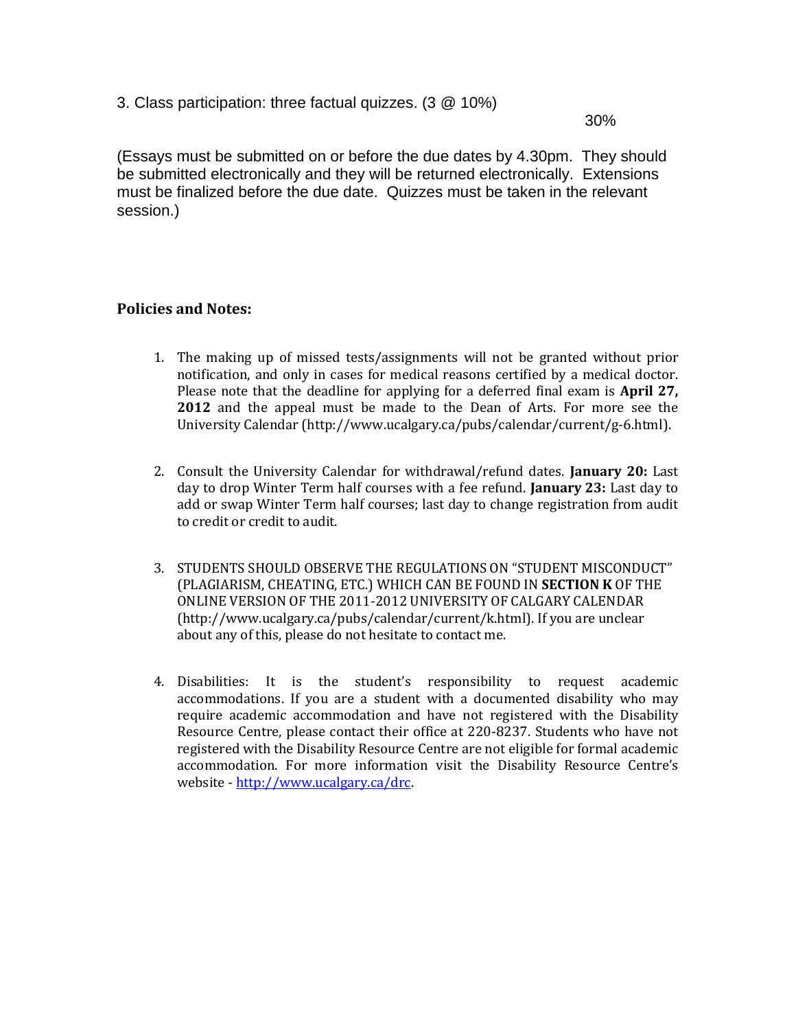3. Class participation: three factual quizzes. (3 @ 10%)

30%

(Essays must be submitted on or before the due dates by 4.30pm. They should be submitted electronically and they will be returned electronically. Extensions must be finalized before the due date. Quizzes must be taken in the relevant session.)

**Policies and Notes:**

1. The making up of missed tests/assignments will not be granted without prior notification, and only in cases for medical reasons certified by a medical doctor. Please note that the deadline for applying for a deferred final exam is **April 27, 2012** and the appeal must be made to the Dean of Arts. For more see the University Calendar (http://www.ucalgary.ca/pubs/calendar/current/g-6.html).

2. Consult the University Calendar for withdrawal/refund dates. **January 20:** Last day to drop Winter Term half courses with a fee refund. **January 23:** Last day to add or swap Winter Term half courses; last day to change registration from audit to credit or credit to audit.

3. STUDENTS SHOULD OBSERVE THE REGULATIONS ON "STUDENT MISCONDUCT" (PLAGIARISM, CHEATING, ETC.) WHICH CAN BE FOUND IN **SECTION K** OF THE ONLINE VERSION OF THE 2011-2012 UNIVERSITY OF CALGARY CALENDAR (http://www.ucalgary.ca/pubs/calendar/current/k.html). If you are unclear about any of this, please do not hesitate to contact me.

4. Disabilities: It is the student's responsibility to request academic accommodations. If you are a student with a documented disability who may require academic accommodation and have not registered with the Disability Resource Centre, please contact their office at 220-8237. Students who have not registered with the Disability Resource Centre are not eligible for formal academic accommodation. For more information visit the Disability Resource Centre's website - [http://www.ucalgary.ca/drc](http://www.ucalgary.ca/drc).